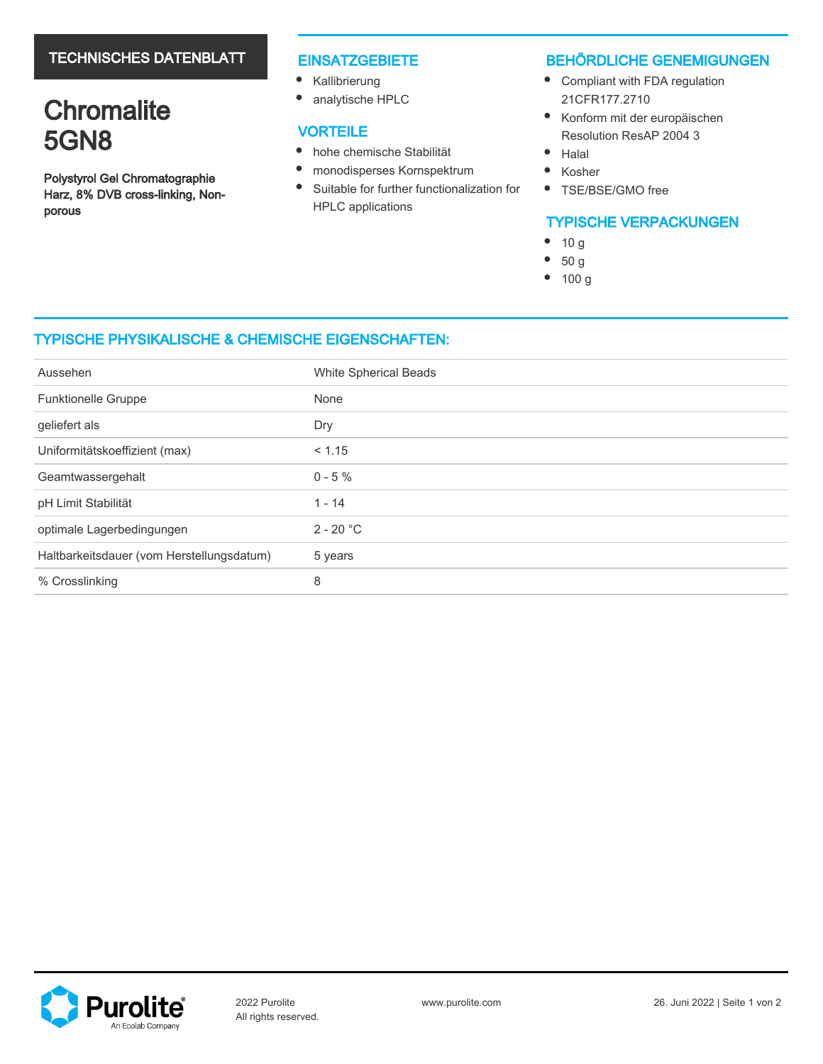TECHNISCHES DATENBLATT

# Chromalite 5GN8

**Polystyrol Gel Chromatographie Harz, 8% DVB cross-linking, Non-porous**

## EINSATZGEBIETE

- Kalibrierung
- analytische HPLC

## VORTEILE

- hohe chemische Stabilität
- monodisperses Kornspektrum
- Suitable for further functionalization for HPLC applications

## BEHÖRDLICHE GENEMIGUNGEN

- Compliant with FDA regulation 21CFR177.2710
- Konform mit der europäischen Resolution ResAP 2004 3
- Halal
- Kosher
- TSE/BSE/GMO free

## TYPISCHE VERPACKUNGEN

- 10 g
- 50 g
- 100 g

## TYPISCHE PHYSIKALISCHE & CHEMISCHE EIGENSCHAFTEN:

| | |
|---|---|
| Aussehen | White Spherical Beads |
| Funktionelle Gruppe | None |
| geliefert als | Dry |
| Uniformitätskoeffizient (max) | < 1.15 |
| Geamtwassergehalt | 0 - 5 % |
| pH Limit Stabilität | 1 - 14 |
| optimale Lagerbedingungen | 2 - 20 °C |
| Haltbarkeitsdauer (vom Herstellungsdatum) | 5 years |
| % Crosslinking | 8 |

Purolite An Ecolab Company

2022 Purolite
All rights reserved.

www.purolite.com

26. Juni 2022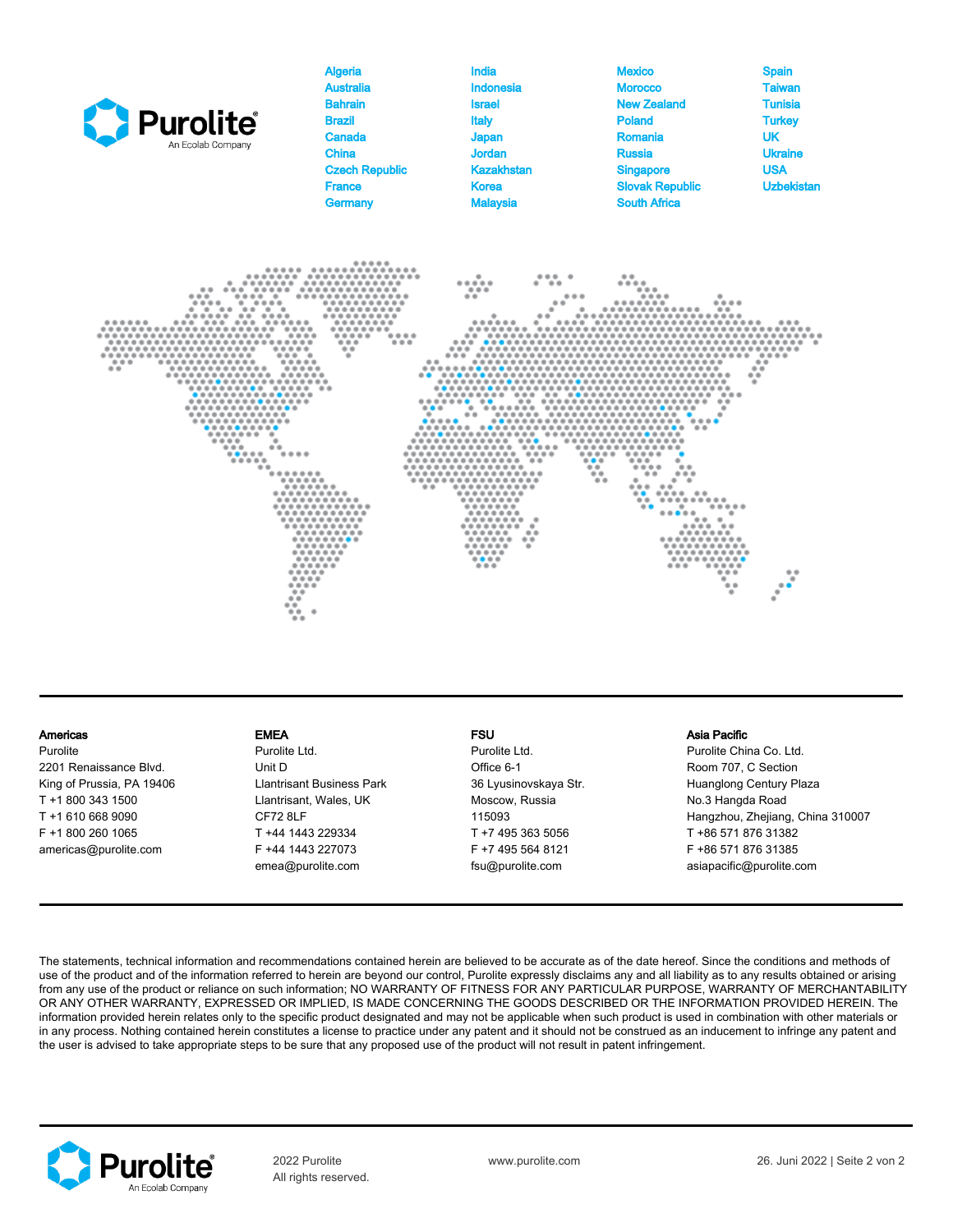Purolite
An Ecolab Company

Algeria
Australia
Bahrain
Brazil
Canada
China
Czech Republic
France
Germany
India
Indonesia
Israel
Italy
Japan
Jordan
Kazakhstan
Korea
Malaysia
Mexico
Morocco
New Zealand
Poland
Romania
Russia
Singapore
Slovak Republic
South Africa
Spain
Taiwan
Tunisia
Turkey
UK
Ukraine
USA
Uzbekistan

---

**Americas**
Purolite
2201 Renaissance Blvd.
King of Prussia, PA 19406
T +1 800 343 1500
T +1 610 668 9090
F +1 800 260 1065
americas@purolite.com

**EMEA**
Purolite Ltd.
Unit D
Llantrisant Business Park
Llantrisant, Wales, UK
CF72 8LF
T +44 1443 229334
F +44 1443 227073
emea@purolite.com

**FSU**
Purolite Ltd.
Office 6-1
36 Lysinovskaya Str.
Moscow, Russia
115093
T +7 495 363 5056
F +7 495 564 8121
fsu@purolite.com

**Asia Pacific**
Purolite China Co. Ltd.
Room 707, C Section
Huanglong Century Plaza
No.3 Hangda Road
Hangzhou, Zhejiang, China 310007
T +86 571 876 31382
F +86 571 876 31385
asiapacific@purolite.com

---

The statements, technical information and recommendations contained herein are believed to be accurate as of the date hereof. Since the conditions and methods of use of the product and of the information referred to herein are beyond our control, Purolite expressly disclaims any and all liability as to any results obtained or arising from any use of the product or reliance on such information; NO WARRANTY OF FITNESS FOR ANY PARTICULAR PURPOSE, WARRANTY OF MERCHANTABILITY OR ANY OTHER WARRANTY, EXPRESSED OR IMPLIED, IS MADE CONCERNING THE GOODS DESCRIBED OR THE INFORMATION PROVIDED HEREIN. The information provided herein relates only to the specific product designated and may not be applicable when such product is used in combination with other materials or in any process. Nothing contained herein constitutes a license to practice under any patent and it should not be construed as an inducement to infringe any patent and the user is advised to take appropriate steps to be sure that any proposed use of the product will not result in patent infringement.

2022 Purolite
All rights reserved.

www.purolite.com

26. Juni 2022